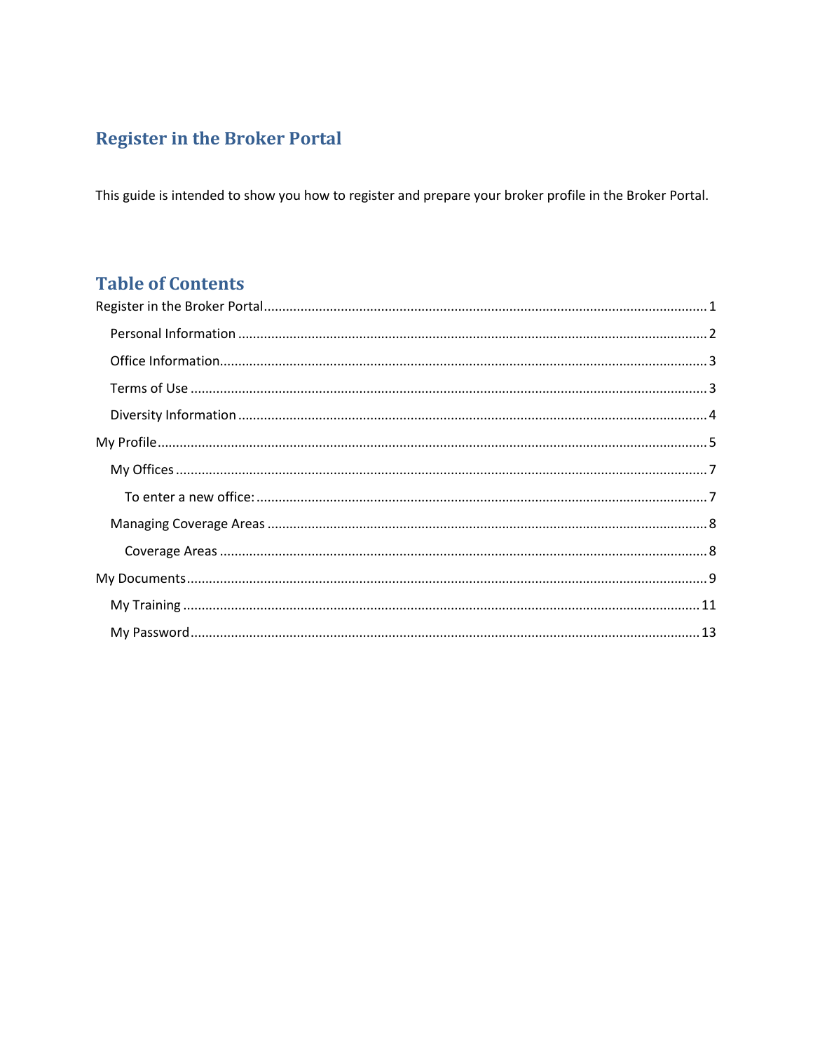# Register in the Broker Portal

This guide is intended to show you how to register and prepare your broker profile in the Broker Portal.

## Table of Contents

- Register in the Broker Portal ........ 1
  - Personal Information ........ 2
  - Office Information ........ 3
  - Terms of Use ........ 3
  - Diversity Information ........ 4
- My Profile ........ 5
  - My Offices ........ 7
    - To enter a new office: ........ 7
  - Managing Coverage Areas ........ 8
    - Coverage Areas ........ 8
- My Documents ........ 9
  - My Training ........ 11
  - My Password ........ 13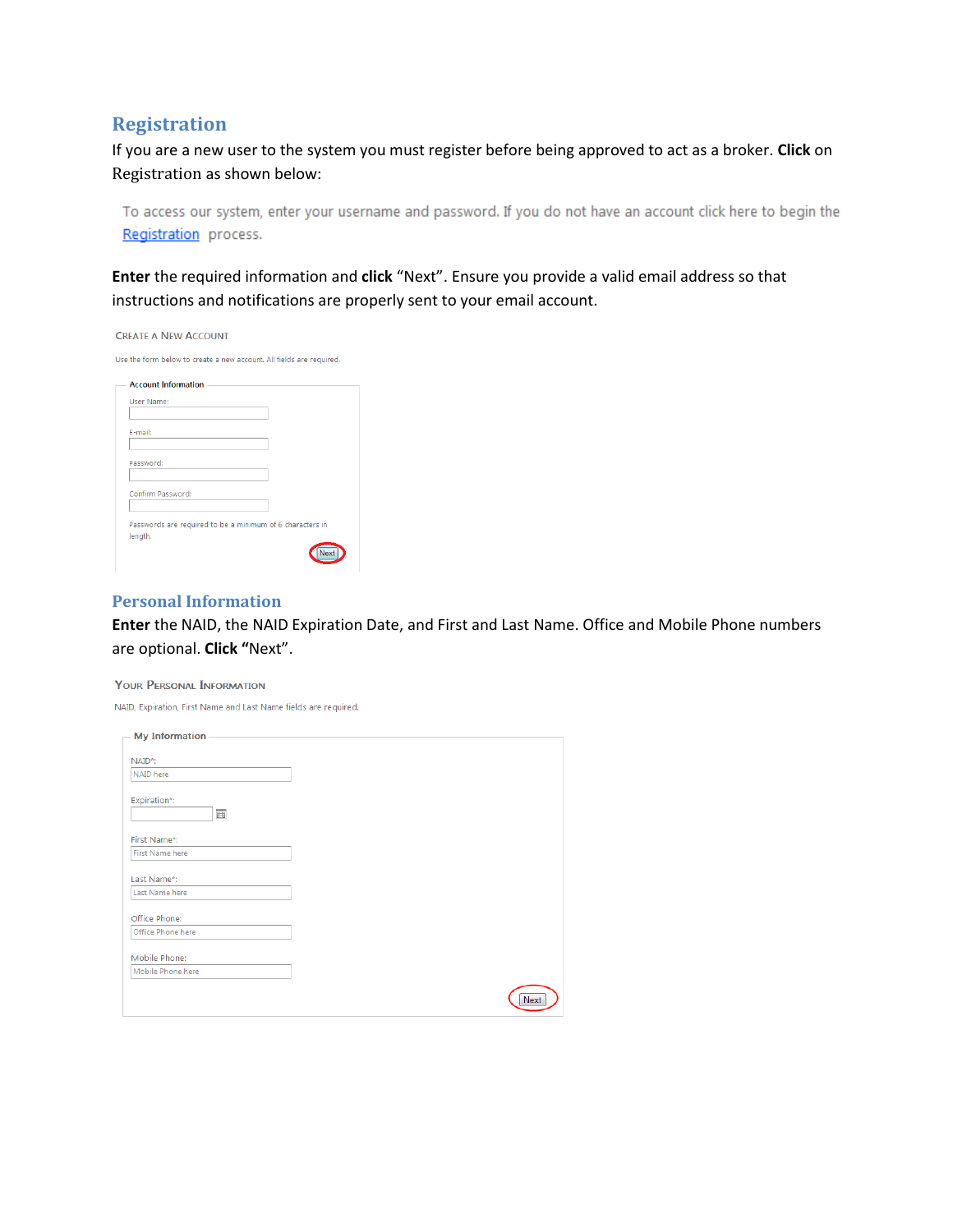## Registration

If you are a new user to the system you must register before being approved to act as a broker. **Click** on Registration as shown below:

To access our system, enter your username and password. If you do not have an account click here to begin the Registration process.

**Enter** the required information and **click** "Next". Ensure you provide a valid email address so that instructions and notifications are properly sent to your email account.

CREATE A NEW ACCOUNT

Use the form below to create a new account. All fields are required.

Account Information

User Name:

E-mail:

Password:

Confirm Password:

Passwords are required to be a minimum of 6 characters in length.

Next

## Personal Information

**Enter** the NAID, the NAID Expiration Date, and First and Last Name. Office and Mobile Phone numbers are optional. **Click "**Next".

YOUR PERSONAL INFORMATION

NAID, Expiration, First Name and Last Name fields are required.

My Information

NAID*:

NAID here

Expiration*:

First Name*:

First Name here

Last Name*:

Last Name here

Office Phone:

Office Phone here

Mobile Phone:

Mobile Phone here

Next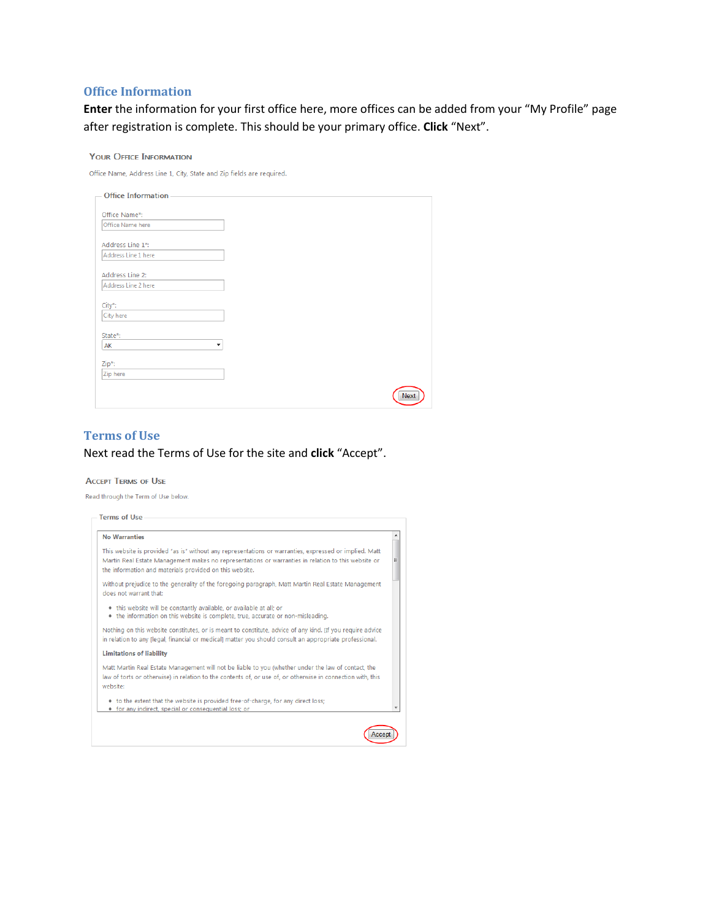## Office Information

**Enter** the information for your first office here, more offices can be added from your "My Profile" page after registration is complete. This should be your primary office. **Click** "Next".

Your Office Information

Office Name, Address Line 1, City, State and Zip fields are required.

Office Information

Office Name*: Office Name here

Address Line 1*: Address Line 1 here

Address Line 2: Address Line 2 here

City*: City here

State*: AK

Zip*: Zip here

Next

## Terms of Use

Next read the Terms of Use for the site and **click** "Accept".

Accept Terms of Use

Read through the Term of Use below.

Terms of Use

**No Warranties**

This website is provided "as is" without any representations or warranties, expressed or implied. Matt Martin Real Estate Management makes no representations or warranties in relation to this website or the information and materials provided on this website.

Without prejudice to the generality of the foregoing paragraph, Matt Martin Real Estate Management does not warrant that:

- this website will be constantly available, or available at all; or
- the information on this website is complete, true, accurate or non-misleading.

Nothing on this website constitutes, or is meant to constitute, advice of any kind. [If you require advice in relation to any [legal, financial or medical] matter you should consult an appropriate professional.

**Limitations of liability**

Matt Martin Real Estate Management will not be liable to you (whether under the law of contact, the law of torts or otherwise) in relation to the contents of, or use of, or otherwise in connection with, this website:

- to the extent that the website is provided free-of-charge, for any direct loss;
- for any indirect, special or consequential loss; or

Accept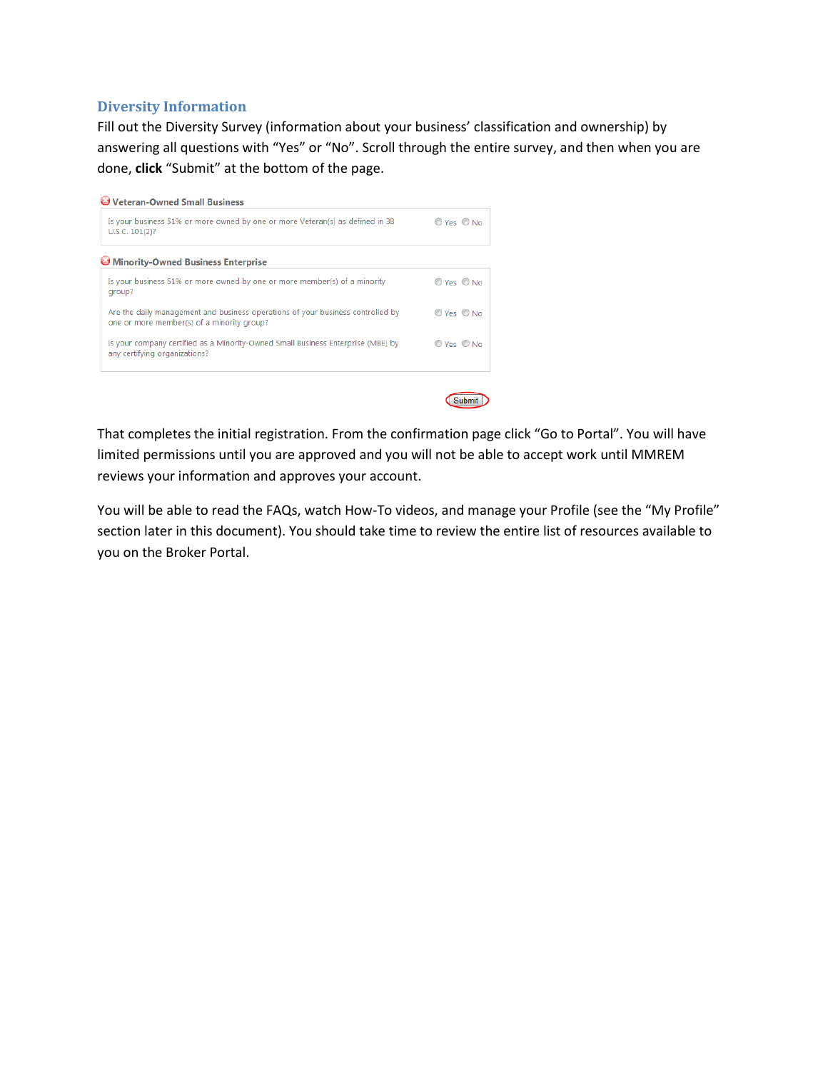## Diversity Information

Fill out the Diversity Survey (information about your business' classification and ownership) by answering all questions with "Yes" or "No". Scroll through the entire survey, and then when you are done, **click** "Submit" at the bottom of the page.

**Veteran-Owned Small Business**

Is your business 51% or more owned by one or more Veteran(s) as defined in 38 U.S.C. 101(2)? Yes No

**Minority-Owned Business Enterprise**

Is your business 51% or more owned by one or more member(s) of a minority group? Yes No

Are the daily management and business operations of your business controlled by one or more member(s) of a minority group? Yes No

Is your company certified as a Minority-Owned Small Business Enterprise (MBE) by any certifying organizations? Yes No

Submit

That completes the initial registration. From the confirmation page click "Go to Portal". You will have limited permissions until you are approved and you will not be able to accept work until MMREM reviews your information and approves your account.

You will be able to read the FAQs, watch How-To videos, and manage your Profile (see the "My Profile" section later in this document). You should take time to review the entire list of resources available to you on the Broker Portal.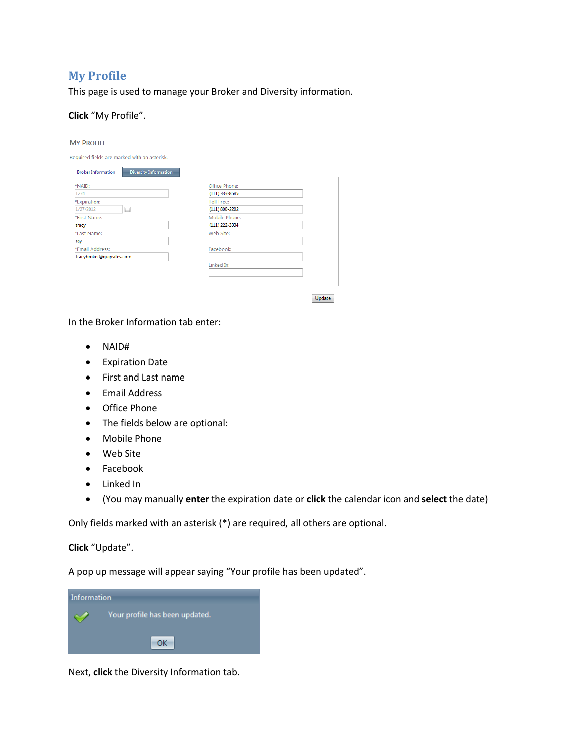## My Profile

This page is used to manage your Broker and Diversity information.

**Click** “My Profile”.

In the Broker Information tab enter:

- NAID#
- Expiration Date
- First and Last name
- Email Address
- Office Phone
- The fields below are optional:
- Mobile Phone
- Web Site
- Facebook
- Linked In
- (You may manually **enter** the expiration date or **click** the calendar icon and **select** the date)

Only fields marked with an asterisk (*) are required, all others are optional.

**Click** “Update”.

A pop up message will appear saying “Your profile has been updated”.

Next, **click** the Diversity Information tab.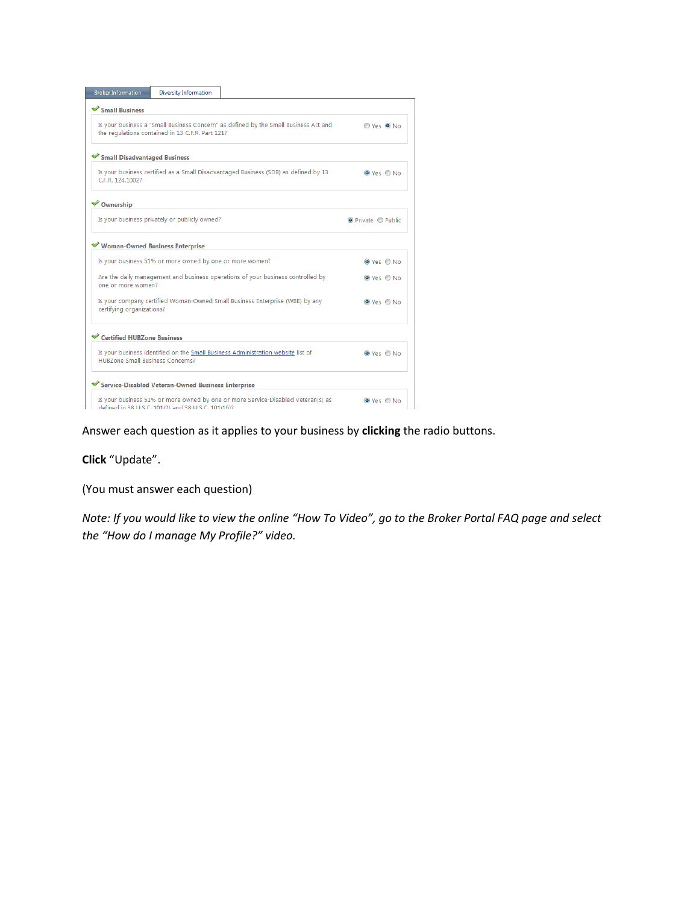Broker Information | Diversity Information

**Small Business**

Is your business a "Small Business Concern" as defined by the Small Business Act and the regulations contained in 13 C.F.R. Part 121? ○ Yes ◉ No

**Small Disadvantaged Business**

Is your business certified as a Small Disadvantaged Business (SDB) as defined by 13 C.F.R. 124.1002? ◉ Yes ○ No

**Ownership**

Is your business privately or publicly owned? ◉ Private ○ Public

**Woman-Owned Business Enterprise**

Is your business 51% or more owned by one or more women? ◉ Yes ○ No

Are the daily management and business operations of your business controlled by one or more women? ◉ Yes ○ No

Is your company certified Woman-Owned Small Business Enterprise (WBE) by any certifying organizations? ◉ Yes ○ No

**Certified HUBZone Business**

Is your business identified on the Small Business Administration website list of HUBZone Small Business Concerns? ◉ Yes ○ No

**Service-Disabled Veteran-Owned Business Enterprise**

Is your business 51% or more owned by one or more Service-Disabled Veteran(s) as defined in 38 U.S.C. 101(2) and 38 U.S.C. 101(16)? ◉ Yes ○ No

Answer each question as it applies to your business by **clicking** the radio buttons.

**Click** "Update".

(You must answer each question)

*Note: If you would like to view the online "How To Video", go to the Broker Portal FAQ page and select the "How do I manage My Profile?" video.*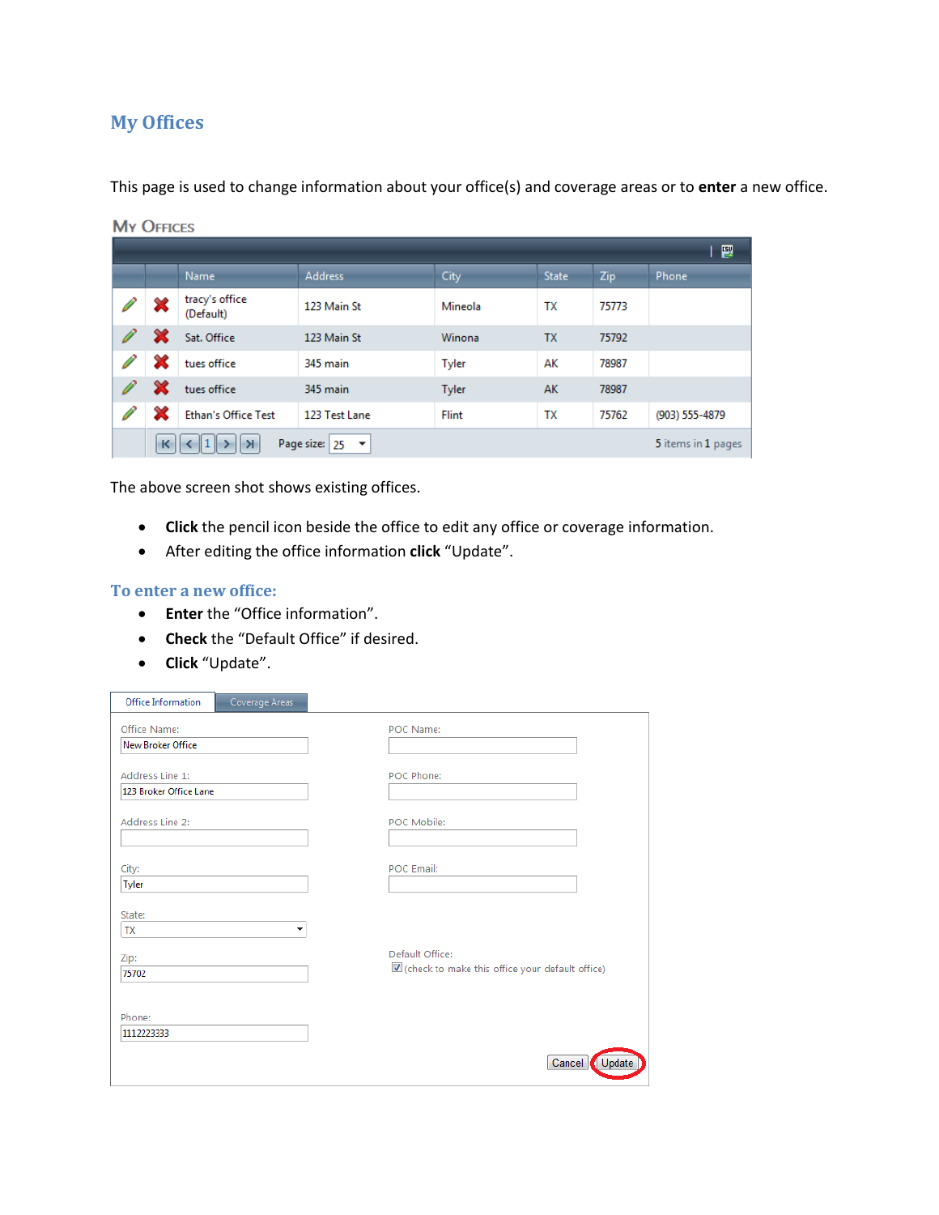## My Offices

This page is used to change information about your office(s) and coverage areas or to **enter** a new office.

**My Offices**

| | | Name | Address | City | State | Zip | Phone |
|---|---|---|---|---|---|---|---|
| | | tracy's office (Default) | 123 Main St | Mineola | TX | 75773 | |
| | | Sat. Office | 123 Main St | Winona | TX | 75792 | |
| | | tues office | 345 main | Tyler | AK | 78987 | |
| | | tues office | 345 main | Tyler | AK | 78987 | |
| | | Ethan's Office Test | 123 Test Lane | Flint | TX | 75762 | (903) 555-4879 |

Page size: 25 — 5 items in 1 pages

The above screen shot shows existing offices.

- **Click** the pencil icon beside the office to edit any office or coverage information.
- After editing the office information **click** "Update".

### To enter a new office:

- **Enter** the "Office information".
- **Check** the "Default Office" if desired.
- **Click** "Update".

Office Information | Coverage Areas

Office Name: New Broker Office

Address Line 1: 123 Broker Office Lane

Address Line 2:

City: Tyler

State: TX

Zip: 75702

Phone: 1112223333

POC Name:

POC Phone:

POC Mobile:

POC Email:

Default Office: ☑ (check to make this office your default office)

Cancel | Update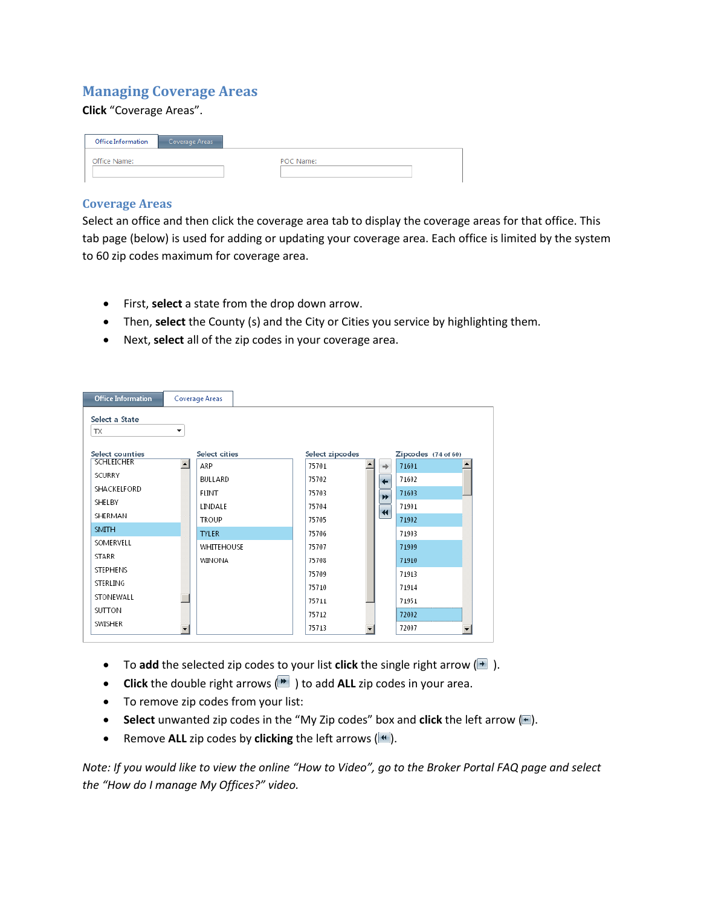## Managing Coverage Areas

**Click** “Coverage Areas”.

### Coverage Areas

Select an office and then click the coverage area tab to display the coverage areas for that office. This tab page (below) is used for adding or updating your coverage area. Each office is limited by the system to 60 zip codes maximum for coverage area.

- First, **select** a state from the drop down arrow.
- Then, **select** the County (s) and the City or Cities you service by highlighting them.
- Next, **select** all of the zip codes in your coverage area.

- To **add** the selected zip codes to your list **click** the single right arrow ( ).
- **Click** the double right arrows ( ) to add **ALL** zip codes in your area.
- To remove zip codes from your list:
- **Select** unwanted zip codes in the “My Zip codes” box and **click** the left arrow ( ).
- Remove **ALL** zip codes by **clicking** the left arrows ( ).

*Note: If you would like to view the online “How to Video”, go to the Broker Portal FAQ page and select the “How do I manage My Offices?” video.*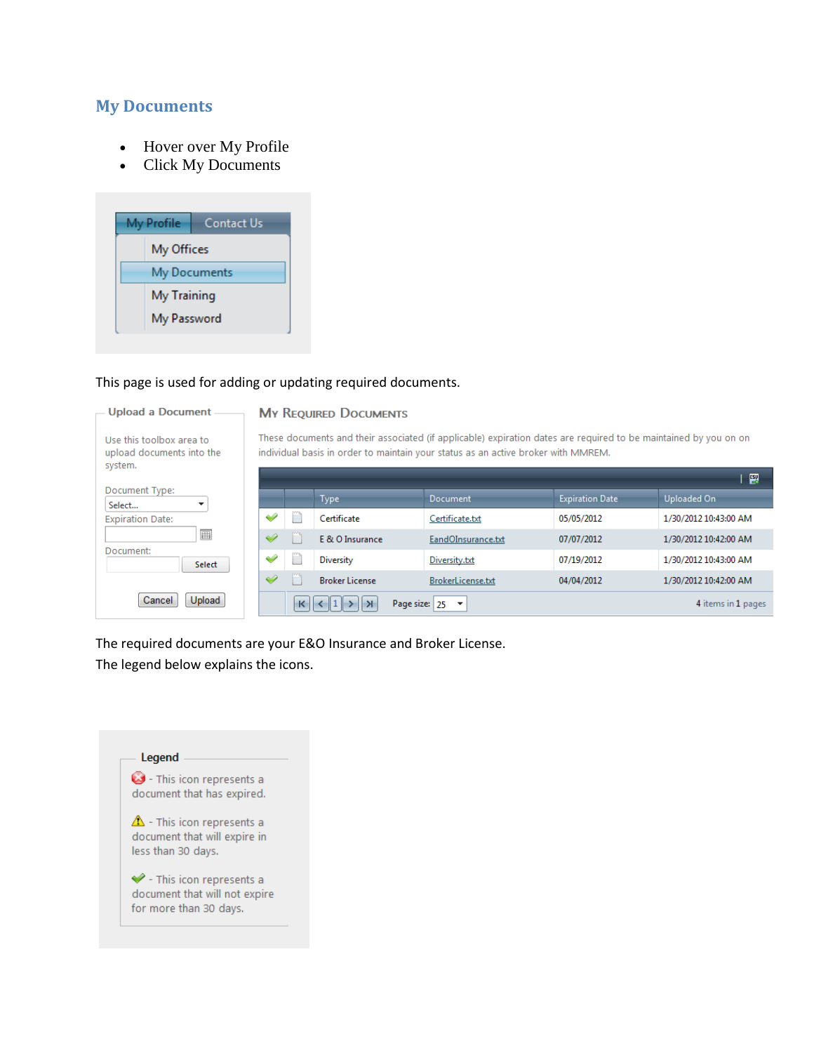## My Documents

- Hover over My Profile
- Click My Documents

My Profile | Contact Us

- My Offices
- My Documents
- My Training
- My Password

This page is used for adding or updating required documents.

**Upload a Document**

Use this toolbox area to upload documents into the system.

Document Type: Select...

Expiration Date:

Document: Select

Cancel | Upload

**My Required Documents**

These documents and their associated (if applicable) expiration dates are required to be maintained by you on on individual basis in order to maintain your status as an active broker with MMREM.

| | | Type | Document | Expiration Date | Uploaded On |
|---|---|---|---|---|---|
| ✔ | | Certificate | Certificate.txt | 05/05/2012 | 1/30/2012 10:43:00 AM |
| ✔ | | E & O Insurance | EandOInsurance.txt | 07/07/2012 | 1/30/2012 10:42:00 AM |
| ✔ | | Diversity | Diversity.txt | 07/19/2012 | 1/30/2012 10:43:00 AM |
| ✔ | | Broker License | BrokerLicense.txt | 04/04/2012 | 1/30/2012 10:42:00 AM |

Page size: 25 — 4 items in 1 pages

The required documents are your E&O Insurance and Broker License.
The legend below explains the icons.

**Legend**

- This icon represents a document that has expired.

- This icon represents a document that will expire in less than 30 days.

- This icon represents a document that will not expire for more than 30 days.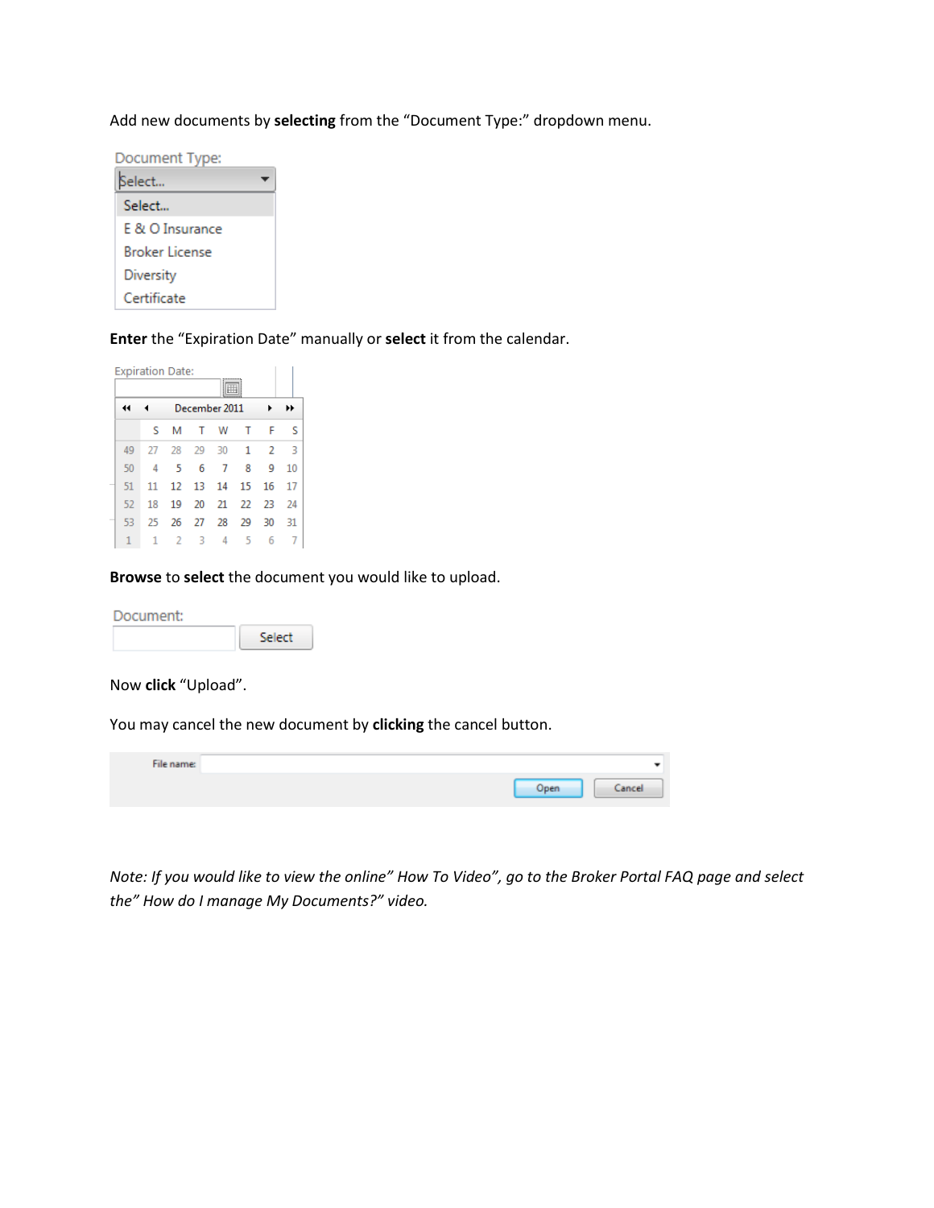Add new documents by **selecting** from the "Document Type:" dropdown menu.

Document Type:

Select...

- Select...
- E & O Insurance
- Broker License
- Diversity
- Certificate

**Enter** the "Expiration Date" manually or **select** it from the calendar.

Expiration Date:

December 2011

| | S | M | T | W | T | F | S |
|---|---|---|---|---|---|---|---|
| 49 | 27 | 28 | 29 | 30 | 1 | 2 | 3 |
| 50 | 4 | 5 | 6 | 7 | 8 | 9 | 10 |
| 51 | 11 | 12 | 13 | 14 | 15 | 16 | 17 |
| 52 | 18 | 19 | 20 | 21 | 22 | 23 | 24 |
| 53 | 25 | 26 | 27 | 28 | 29 | 30 | 31 |
| 1 | 1 | 2 | 3 | 4 | 5 | 6 | 7 |

**Browse** to **select** the document you would like to upload.

Document: Select

Now **click** "Upload".

You may cancel the new document by **clicking** the cancel button.

File name: Open Cancel

*Note: If you would like to view the online" How To Video", go to the Broker Portal FAQ page and select the" How do I manage My Documents?" video.*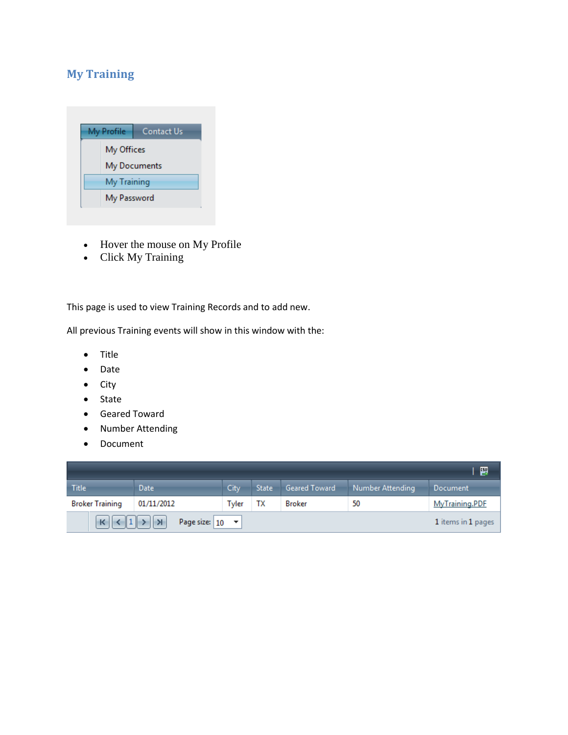## My Training

My Profile | Contact Us

- My Offices
- My Documents
- My Training
- My Password

- Hover the mouse on My Profile
- Click My Training

This page is used to view Training Records and to add new.

All previous Training events will show in this window with the:

- Title
- Date
- City
- State
- Geared Toward
- Number Attending
- Document

| Title | Date | City | State | Geared Toward | Number Attending | Document |
|---|---|---|---|---|---|---|
| Broker Training | 01/11/2012 | Tyler | TX | Broker | 50 | MyTraining.PDF |

Page size: 10 — 1 items in 1 pages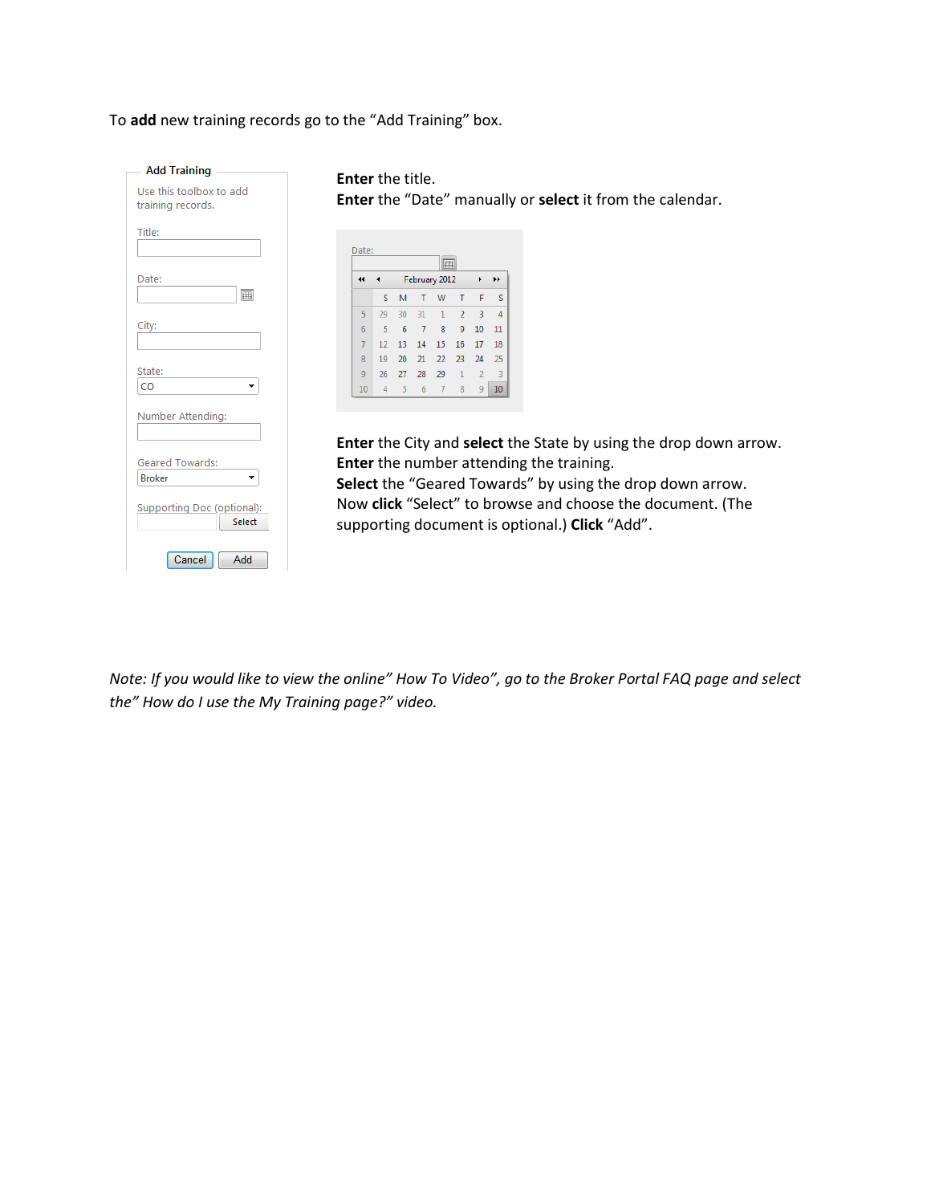To **add** new training records go to the "Add Training" box.

**Add Training**

Use this toolbox to add training records.

Title:

Date:

City:

State: CO

Number Attending:

Geared Towards: Broker

Supporting Doc (optional): Select

Cancel Add

**Enter** the title.
**Enter** the "Date" manually or **select** it from the calendar.

Date:

February 2012

|  | S | M | T | W | T | F | S |
|---|---|---|---|---|---|---|---|
| 5 | 29 | 30 | 31 | 1 | 2 | 3 | 4 |
| 6 | 5 | 6 | 7 | 8 | 9 | 10 | 11 |
| 7 | 12 | 13 | 14 | 15 | 16 | 17 | 18 |
| 8 | 19 | 20 | 21 | 22 | 23 | 24 | 25 |
| 9 | 26 | 27 | 28 | 29 | 1 | 2 | 3 |
| 10 | 4 | 5 | 6 | 7 | 8 | 9 | 10 |

**Enter** the City and **select** the State by using the drop down arrow.
**Enter** the number attending the training.
**Select** the "Geared Towards" by using the drop down arrow.
Now **click** "Select" to browse and choose the document. (The supporting document is optional.) **Click** "Add".

*Note: If you would like to view the online" How To Video", go to the Broker Portal FAQ page and select the" How do I use the My Training page?" video.*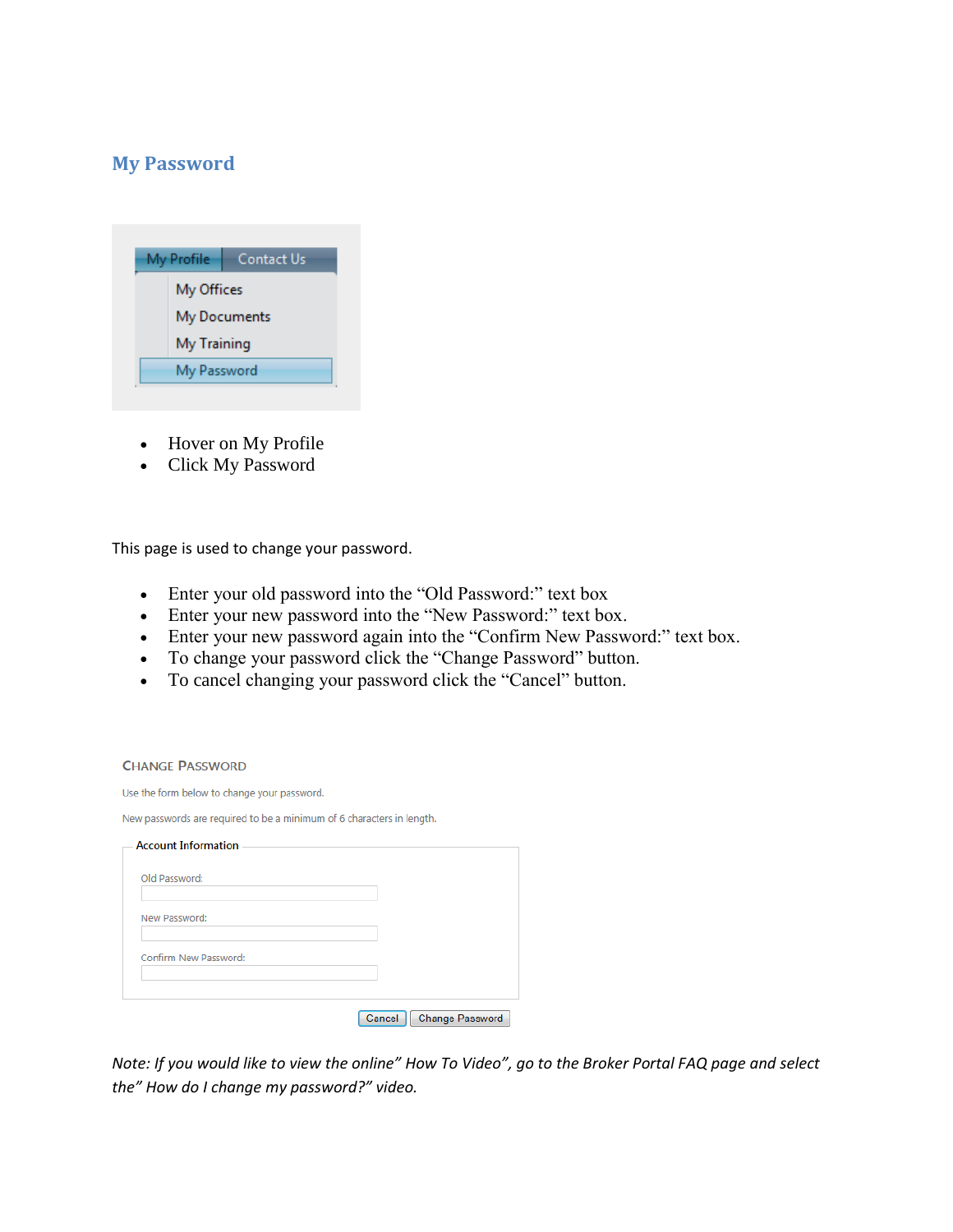## My Password

My Profile | Contact Us

My Offices
My Documents
My Training
My Password

- Hover on My Profile
- Click My Password

This page is used to change your password.

- Enter your old password into the “Old Password:” text box
- Enter your new password into the “New Password:” text box.
- Enter your new password again into the “Confirm New Password:” text box.
- To change your password click the “Change Password” button.
- To cancel changing your password click the “Cancel” button.

CHANGE PASSWORD

Use the form below to change your password.

New passwords are required to be a minimum of 6 characters in length.

Account Information

Old Password:

New Password:

Confirm New Password:

Cancel | Change Password

*Note: If you would like to view the online” How To Video”, go to the Broker Portal FAQ page and select the” How do I change my password?” video.*